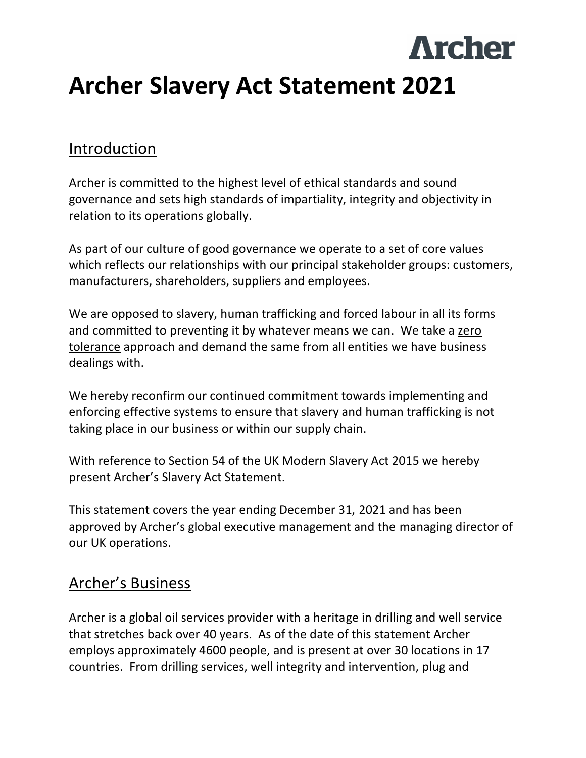Archer

# Archer Slavery Act Statement 2021

## Introduction

Archer is committed to the highest level of ethical standards and sound governance and sets high standards of impartiality, integrity and objectivity in relation to its operations globally.

As part of our culture of good governance we operate to a set of core values which reflects our relationships with our principal stakeholder groups: customers, manufacturers, shareholders, suppliers and employees.

We are opposed to slavery, human trafficking and forced labour in all its forms and committed to preventing it by whatever means we can. We take a zero tolerance approach and demand the same from all entities we have business dealings with.

We hereby reconfirm our continued commitment towards implementing and enforcing effective systems to ensure that slavery and human trafficking is not taking place in our business or within our supply chain.

With reference to Section 54 of the UK Modern Slavery Act 2015 we hereby present Archer's Slavery Act Statement.

This statement covers the year ending December 31, 2021 and has been approved by Archer's global executive management and the managing director of our UK operations.

## Archer's Business

Archer is a global oil services provider with a heritage in drilling and well service that stretches back over 40 years. As of the date of this statement Archer employs approximately 4600 people, and is present at over 30 locations in 17 countries. From drilling services, well integrity and intervention, plug and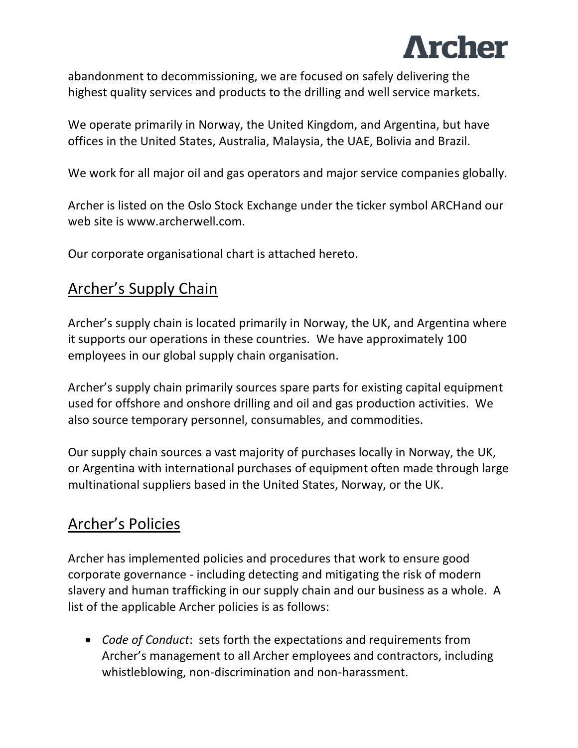abandonment to decommissioning, we are focused on safely delivering the highest quality services and products to the drilling and well service markets.

We operate primarily in Norway, the United Kingdom, and Argentina, but have offices in the United States, Australia, Malaysia, the UAE, Bolivia and Brazil.

We work for all major oil and gas operators and major service companies globally.

Archer is listed on the Oslo Stock Exchange under the ticker symbol ARCHand our web site is www.archerwell.com.

Our corporate organisational chart is attached hereto.

## Archer's Supply Chain

Archer's supply chain is located primarily in Norway, the UK, and Argentina where it supports our operations in these countries. We have approximately 100 employees in our global supply chain organisation.

Archer's supply chain primarily sources spare parts for existing capital equipment used for offshore and onshore drilling and oil and gas production activities. We also source temporary personnel, consumables, and commodities.

Our supply chain sources a vast majority of purchases locally in Norway, the UK, or Argentina with international purchases of equipment often made through large multinational suppliers based in the United States, Norway, or the UK.

## Archer's Policies

Archer has implemented policies and procedures that work to ensure good corporate governance - including detecting and mitigating the risk of modern slavery and human trafficking in our supply chain and our business as a whole. A list of the applicable Archer policies is as follows:

- *Code of Conduct*: sets forth the expectations and requirements from Archer's management to all Archer employees and contractors, including whistleblowing, non-discrimination and non-harassment.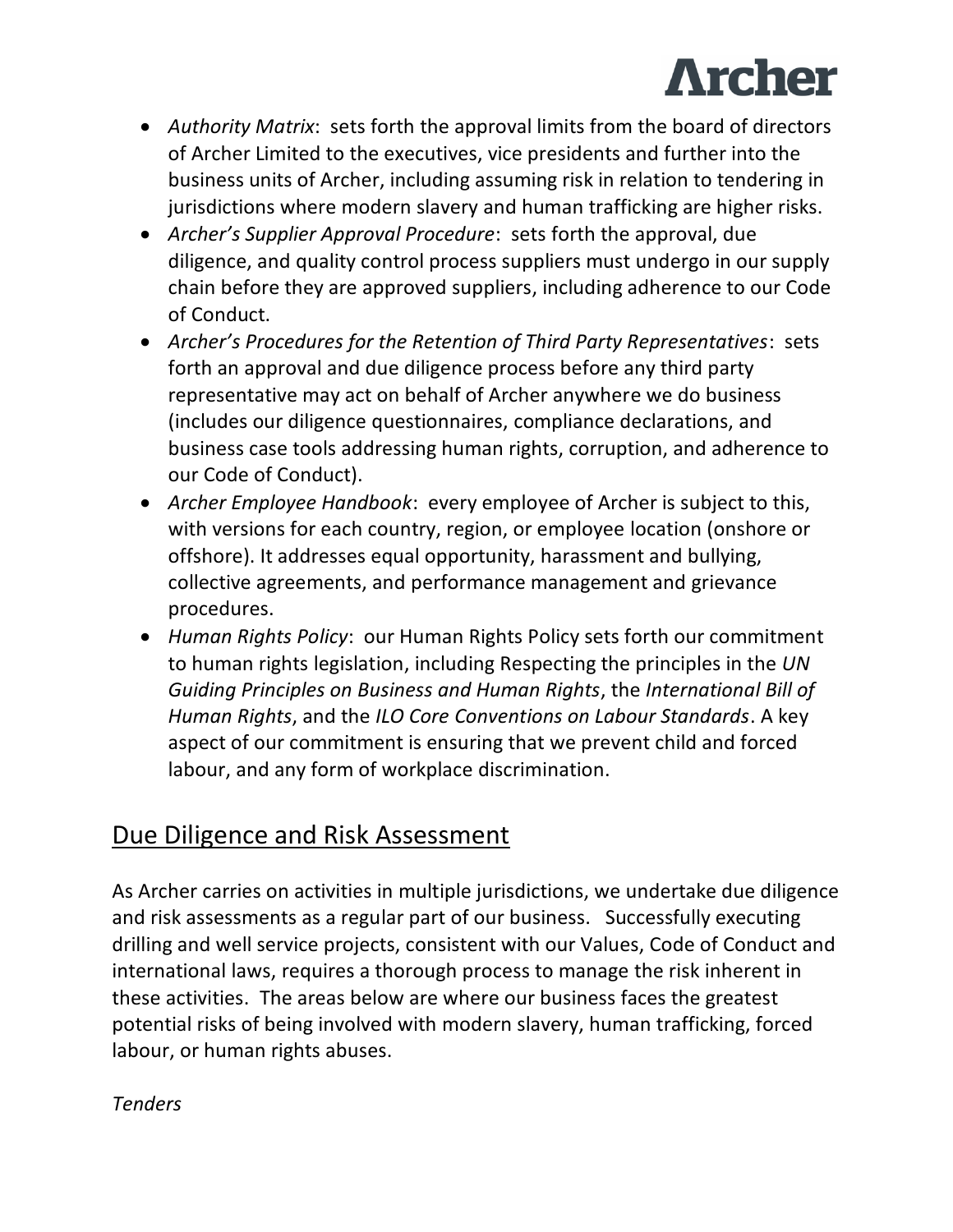- *Authority Matrix*: sets forth the approval limits from the board of directors of Archer Limited to the executives, vice presidents and further into the business units of Archer, including assuming risk in relation to tendering in jurisdictions where modern slavery and human trafficking are higher risks.
- *Archer's Supplier Approval Procedure*: sets forth the approval, due diligence, and quality control process suppliers must undergo in our supply chain before they are approved suppliers, including adherence to our Code of Conduct.
- *Archer's Procedures for the Retention of Third Party Representatives*: sets forth an approval and due diligence process before any third party representative may act on behalf of Archer anywhere we do business (includes our diligence questionnaires, compliance declarations, and business case tools addressing human rights, corruption, and adherence to our Code of Conduct).
- *Archer Employee Handbook*: every employee of Archer is subject to this, with versions for each country, region, or employee location (onshore or offshore). It addresses equal opportunity, harassment and bullying, collective agreements, and performance management and grievance procedures.
- *Human Rights Policy*: our Human Rights Policy sets forth our commitment to human rights legislation, including Respecting the principles in the *UN Guiding Principles on Business and Human Rights*, the *International Bill of Human Rights*, and the *ILO Core Conventions on Labour Standards*. A key aspect of our commitment is ensuring that we prevent child and forced labour, and any form of workplace discrimination.

## Due Diligence and Risk Assessment

As Archer carries on activities in multiple jurisdictions, we undertake due diligence and risk assessments as a regular part of our business. Successfully executing drilling and well service projects, consistent with our Values, Code of Conduct and international laws, requires a thorough process to manage the risk inherent in these activities. The areas below are where our business faces the greatest potential risks of being involved with modern slavery, human trafficking, forced labour, or human rights abuses.

*Tenders*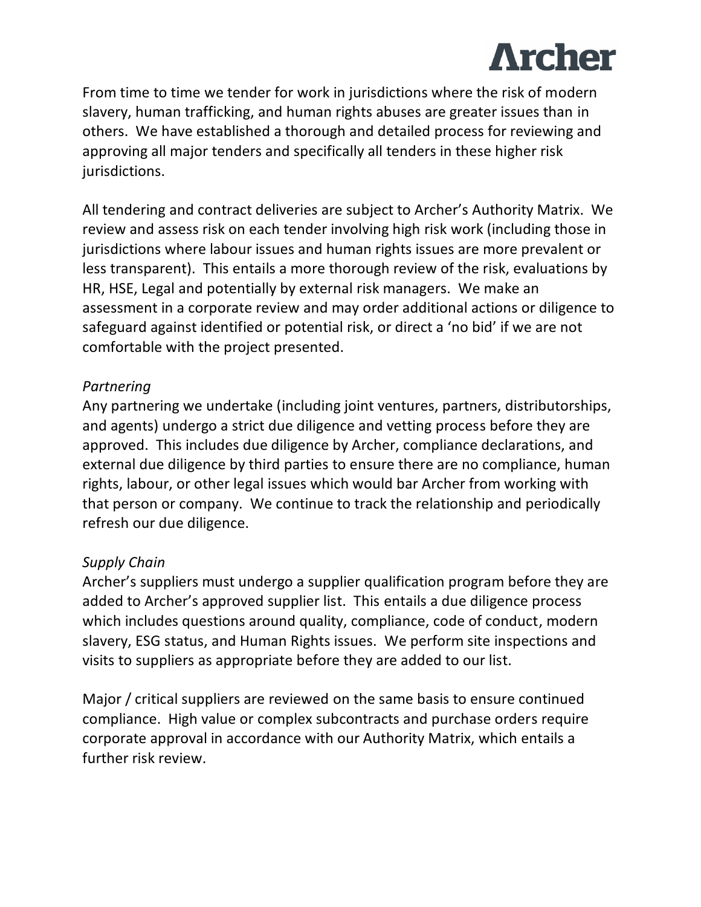From time to time we tender for work in jurisdictions where the risk of modern slavery, human trafficking, and human rights abuses are greater issues than in others. We have established a thorough and detailed process for reviewing and approving all major tenders and specifically all tenders in these higher risk jurisdictions.

All tendering and contract deliveries are subject to Archer's Authority Matrix. We review and assess risk on each tender involving high risk work (including those in jurisdictions where labour issues and human rights issues are more prevalent or less transparent). This entails a more thorough review of the risk, evaluations by HR, HSE, Legal and potentially by external risk managers. We make an assessment in a corporate review and may order additional actions or diligence to safeguard against identified or potential risk, or direct a 'no bid' if we are not comfortable with the project presented.

*Partnering*

Any partnering we undertake (including joint ventures, partners, distributorships, and agents) undergo a strict due diligence and vetting process before they are approved. This includes due diligence by Archer, compliance declarations, and external due diligence by third parties to ensure there are no compliance, human rights, labour, or other legal issues which would bar Archer from working with that person or company. We continue to track the relationship and periodically refresh our due diligence.

*Supply Chain*

Archer's suppliers must undergo a supplier qualification program before they are added to Archer's approved supplier list. This entails a due diligence process which includes questions around quality, compliance, code of conduct, modern slavery, ESG status, and Human Rights issues. We perform site inspections and visits to suppliers as appropriate before they are added to our list.

Major / critical suppliers are reviewed on the same basis to ensure continued compliance. High value or complex subcontracts and purchase orders require corporate approval in accordance with our Authority Matrix, which entails a further risk review.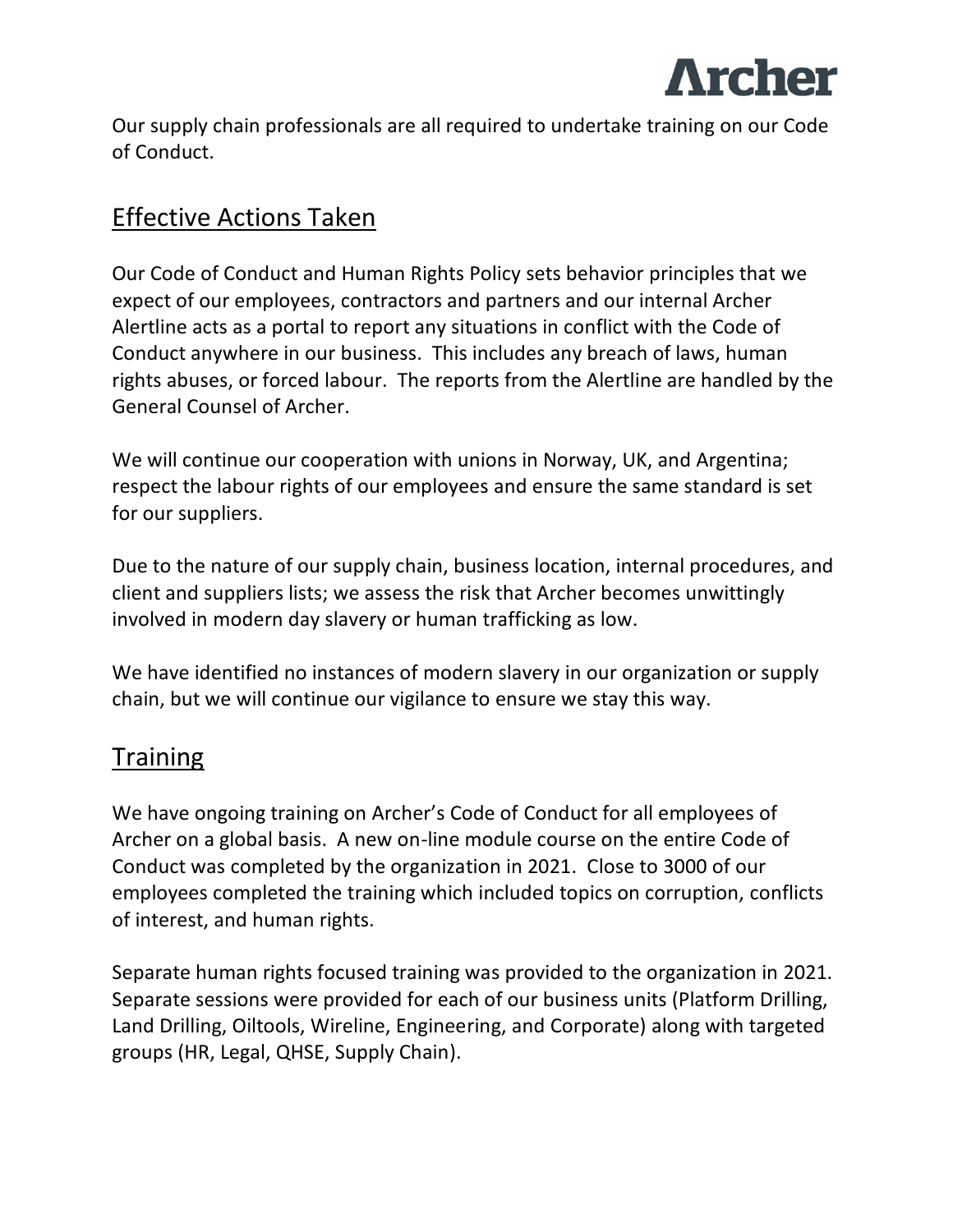Our supply chain professionals are all required to undertake training on our Code of Conduct.

## Effective Actions Taken

Our Code of Conduct and Human Rights Policy sets behavior principles that we expect of our employees, contractors and partners and our internal Archer Alertline acts as a portal to report any situations in conflict with the Code of Conduct anywhere in our business. This includes any breach of laws, human rights abuses, or forced labour. The reports from the Alertline are handled by the General Counsel of Archer.

We will continue our cooperation with unions in Norway, UK, and Argentina; respect the labour rights of our employees and ensure the same standard is set for our suppliers.

Due to the nature of our supply chain, business location, internal procedures, and client and suppliers lists; we assess the risk that Archer becomes unwittingly involved in modern day slavery or human trafficking as low.

We have identified no instances of modern slavery in our organization or supply chain, but we will continue our vigilance to ensure we stay this way.

## Training

We have ongoing training on Archer's Code of Conduct for all employees of Archer on a global basis. A new on-line module course on the entire Code of Conduct was completed by the organization in 2021. Close to 3000 of our employees completed the training which included topics on corruption, conflicts of interest, and human rights.

Separate human rights focused training was provided to the organization in 2021. Separate sessions were provided for each of our business units (Platform Drilling, Land Drilling, Oiltools, Wireline, Engineering, and Corporate) along with targeted groups (HR, Legal, QHSE, Supply Chain).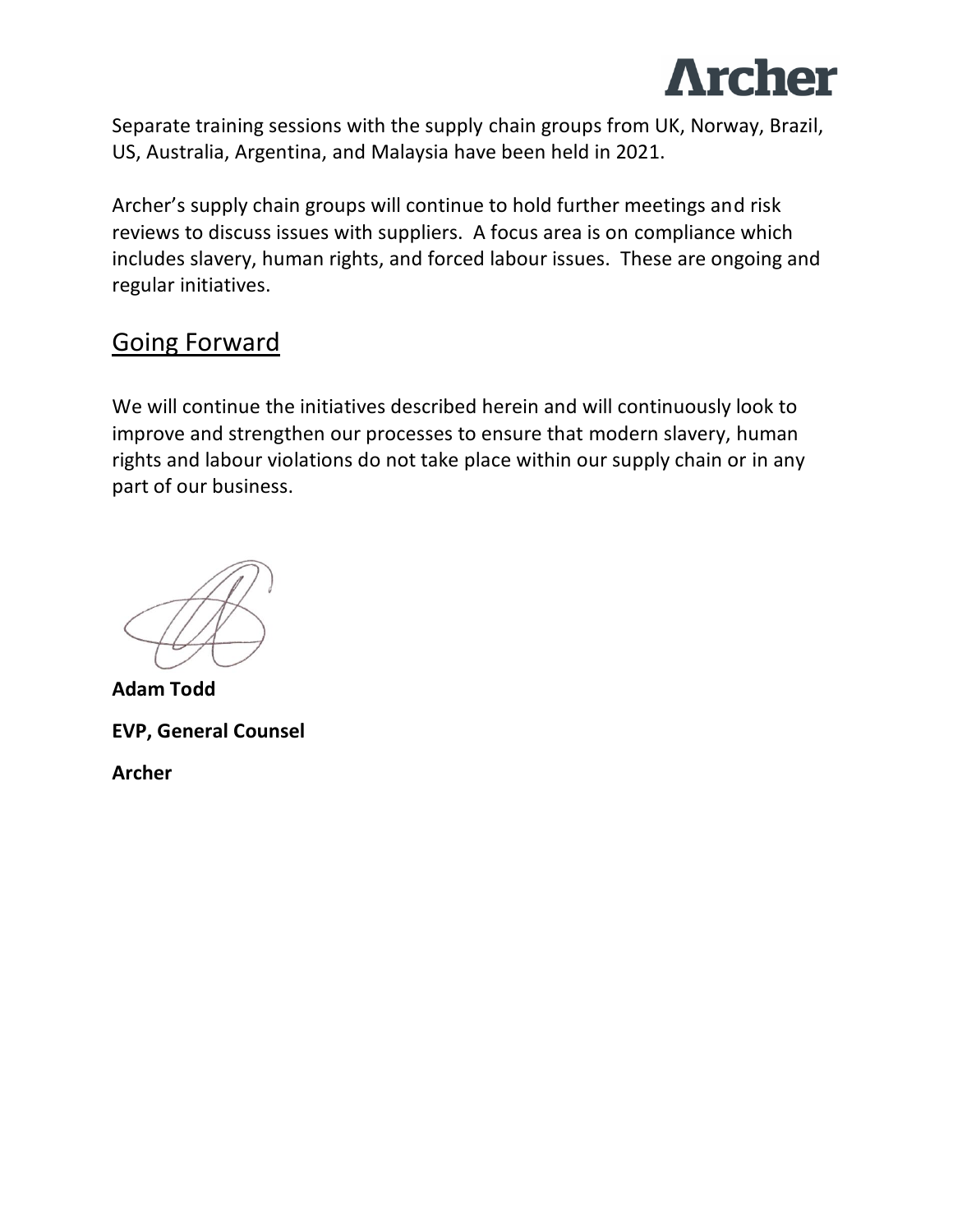Separate training sessions with the supply chain groups from UK, Norway, Brazil, US, Australia, Argentina, and Malaysia have been held in 2021.

Archer's supply chain groups will continue to hold further meetings and risk reviews to discuss issues with suppliers. A focus area is on compliance which includes slavery, human rights, and forced labour issues. These are ongoing and regular initiatives.

## Going Forward

We will continue the initiatives described herein and will continuously look to improve and strengthen our processes to ensure that modern slavery, human rights and labour violations do not take place within our supply chain or in any part of our business.

**Adam Todd**

**EVP, General Counsel**

**Archer**